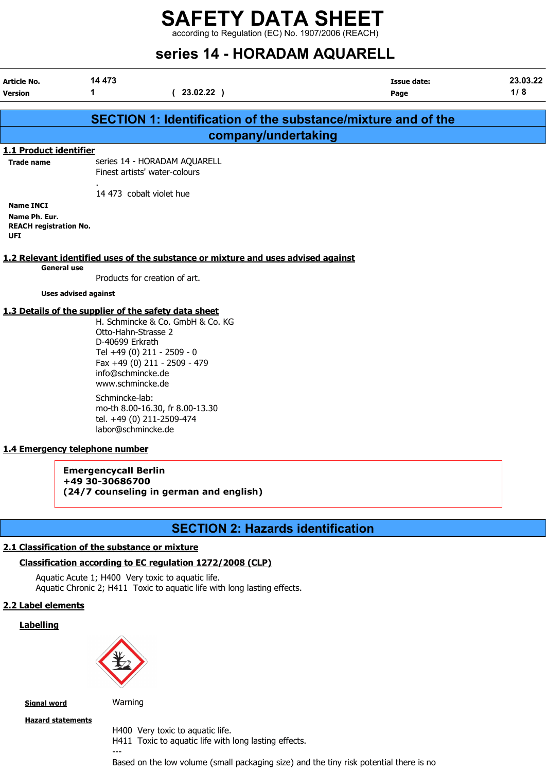# SAFETY DATA SHEET

according to Regulation (EC) No. 1907/2006 (REACH)

# series 14 - HORADAM AQUARELL

| | | | | |
|---|---|---|---|---|
| **Article No.** | 14 473 | | **Issue date:** | 23.03.22 |
| **Version** | 1 | ( 23.02.22 ) | **Page** | 1/ 8 |

## SECTION 1: Identification of the substance/mixture and of the company/undertaking

### 1.1 Product identifier

**Trade name**
series 14 - HORADAM AQUARELL
Finest artists' water-colours
.
14 473 cobalt violet hue

**Name INCI**

**Name Ph. Eur.**

**REACH registration No.**

**UFI**

### 1.2 Relevant identified uses of the substance or mixture and uses advised against

**General use**

Products for creation of art.

**Uses advised against**

### 1.3 Details of the supplier of the safety data sheet

H. Schmincke & Co. GmbH & Co. KG
Otto-Hahn-Strasse 2
D-40699 Erkrath
Tel +49 (0) 211 - 2509 - 0
Fax +49 (0) 211 - 2509 - 479
info@schmincke.de
www.schmincke.de

Schmincke-lab:
mo-th 8.00-16.30, fr 8.00-13.30
tel. +49 (0) 211-2509-474
labor@schmincke.de

### 1.4 Emergency telephone number

**Emergencycall Berlin**
**+49 30-30686700**
**(24/7 counseling in german and english)**

## SECTION 2: Hazards identification

### 2.1 Classification of the substance or mixture

#### Classification according to EC regulation 1272/2008 (CLP)

Aquatic Acute 1; H400 Very toxic to aquatic life.
Aquatic Chronic 2; H411 Toxic to aquatic life with long lasting effects.

### 2.2 Label elements

#### Labelling

**Signal word**
Warning

**Hazard statements**

H400 Very toxic to aquatic life.
H411 Toxic to aquatic life with long lasting effects.
---
Based on the low volume (small packaging size) and the tiny risk potential there is no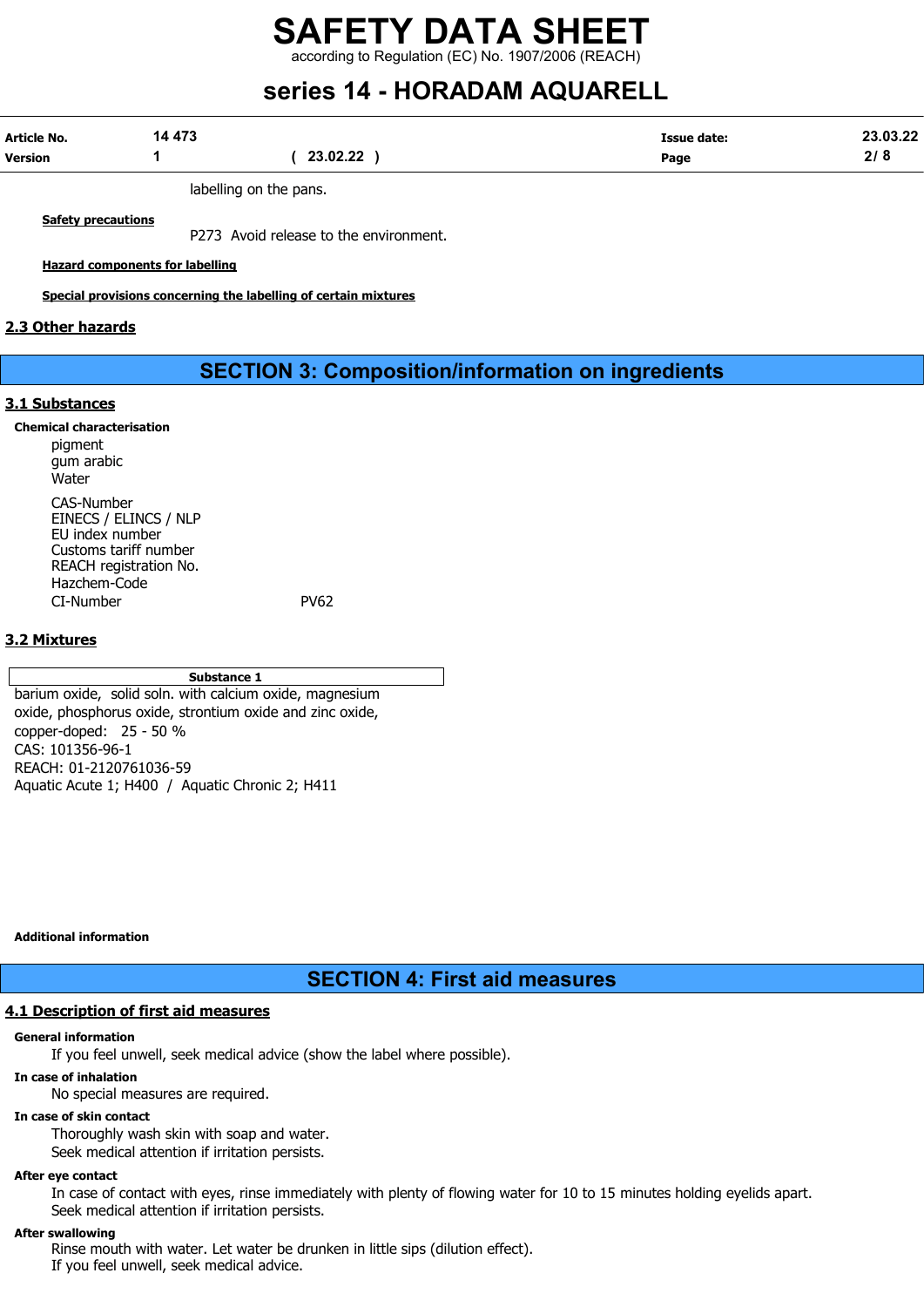labelling on the pans.

**Safety precautions**

P273 Avoid release to the environment.

**Hazard components for labelling**

**Special provisions concerning the labelling of certain mixtures**

## 2.3 Other hazards

# SECTION 3: Composition/information on ingredients

## 3.1 Substances

**Chemical characterisation**

pigment
gum arabic
Water

| | |
|---|---|
| CAS-Number | |
| EINECS / ELINCS / NLP | |
| EU index number | |
| Customs tariff number | |
| REACH registration No. | |
| Hazchem-Code | |
| CI-Number | PV62 |

## 3.2 Mixtures

| Substance 1 |
|---|
| barium oxide, solid soln. with calcium oxide, magnesium oxide, phosphorus oxide, strontium oxide and zinc oxide, copper-doped: 25 - 50 %<br>CAS: 101356-96-1<br>REACH: 01-2120761036-59<br>Aquatic Acute 1; H400 / Aquatic Chronic 2; H411 |

**Additional information**

# SECTION 4: First aid measures

## 4.1 Description of first aid measures

**General information**

If you feel unwell, seek medical advice (show the label where possible).

**In case of inhalation**

No special measures are required.

**In case of skin contact**

Thoroughly wash skin with soap and water.
Seek medical attention if irritation persists.

**After eye contact**

In case of contact with eyes, rinse immediately with plenty of flowing water for 10 to 15 minutes holding eyelids apart.
Seek medical attention if irritation persists.

**After swallowing**

Rinse mouth with water. Let water be drunken in little sips (dilution effect).
If you feel unwell, seek medical advice.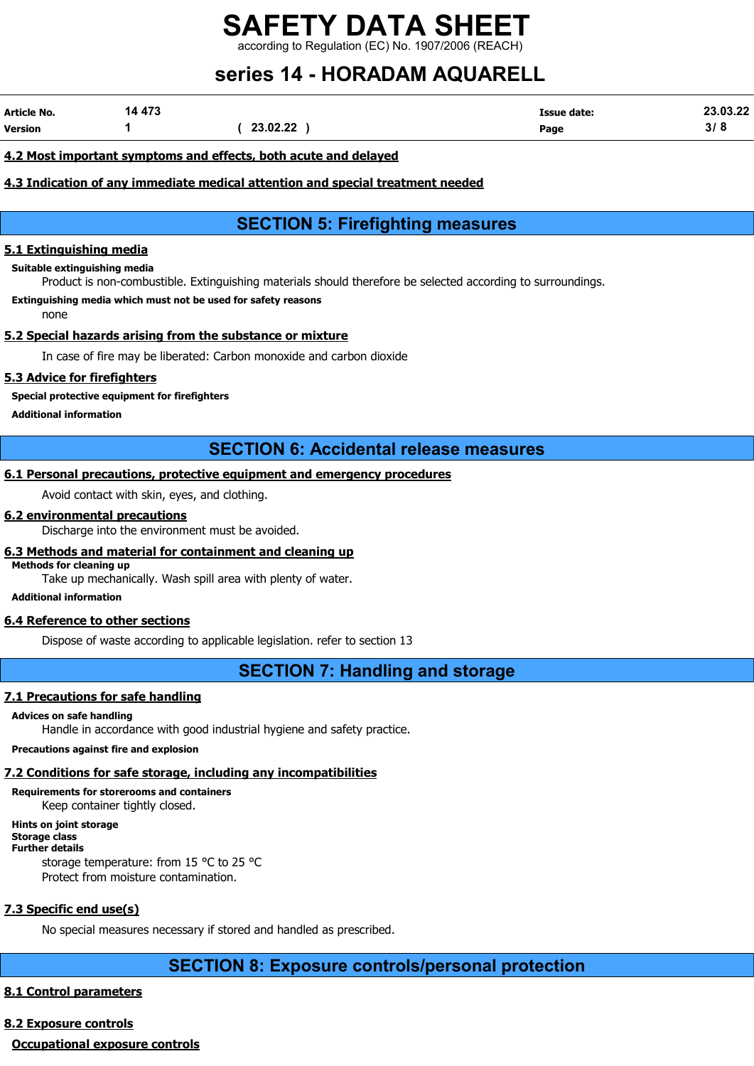### 4.2 Most important symptoms and effects, both acute and delayed

### 4.3 Indication of any immediate medical attention and special treatment needed

## SECTION 5: Firefighting measures

### 5.1 Extinguishing media

**Suitable extinguishing media**

Product is non-combustible. Extinguishing materials should therefore be selected according to surroundings.

**Extinguishing media which must not be used for safety reasons**

none

### 5.2 Special hazards arising from the substance or mixture

In case of fire may be liberated: Carbon monoxide and carbon dioxide

### 5.3 Advice for firefighters

**Special protective equipment for firefighters**

**Additional information**

## SECTION 6: Accidental release measures

### 6.1 Personal precautions, protective equipment and emergency procedures

Avoid contact with skin, eyes, and clothing.

### 6.2 environmental precautions

Discharge into the environment must be avoided.

### 6.3 Methods and material for containment and cleaning up

**Methods for cleaning up**

Take up mechanically. Wash spill area with plenty of water.

**Additional information**

### 6.4 Reference to other sections

Dispose of waste according to applicable legislation. refer to section 13

## SECTION 7: Handling and storage

### 7.1 Precautions for safe handling

**Advices on safe handling**

Handle in accordance with good industrial hygiene and safety practice.

**Precautions against fire and explosion**

### 7.2 Conditions for safe storage, including any incompatibilities

**Requirements for storerooms and containers**

Keep container tightly closed.

**Hints on joint storage**

**Storage class**

**Further details**

storage temperature: from 15 °C to 25 °C

Protect from moisture contamination.

### 7.3 Specific end use(s)

No special measures necessary if stored and handled as prescribed.

## SECTION 8: Exposure controls/personal protection

### 8.1 Control parameters

### 8.2 Exposure controls

**Occupational exposure controls**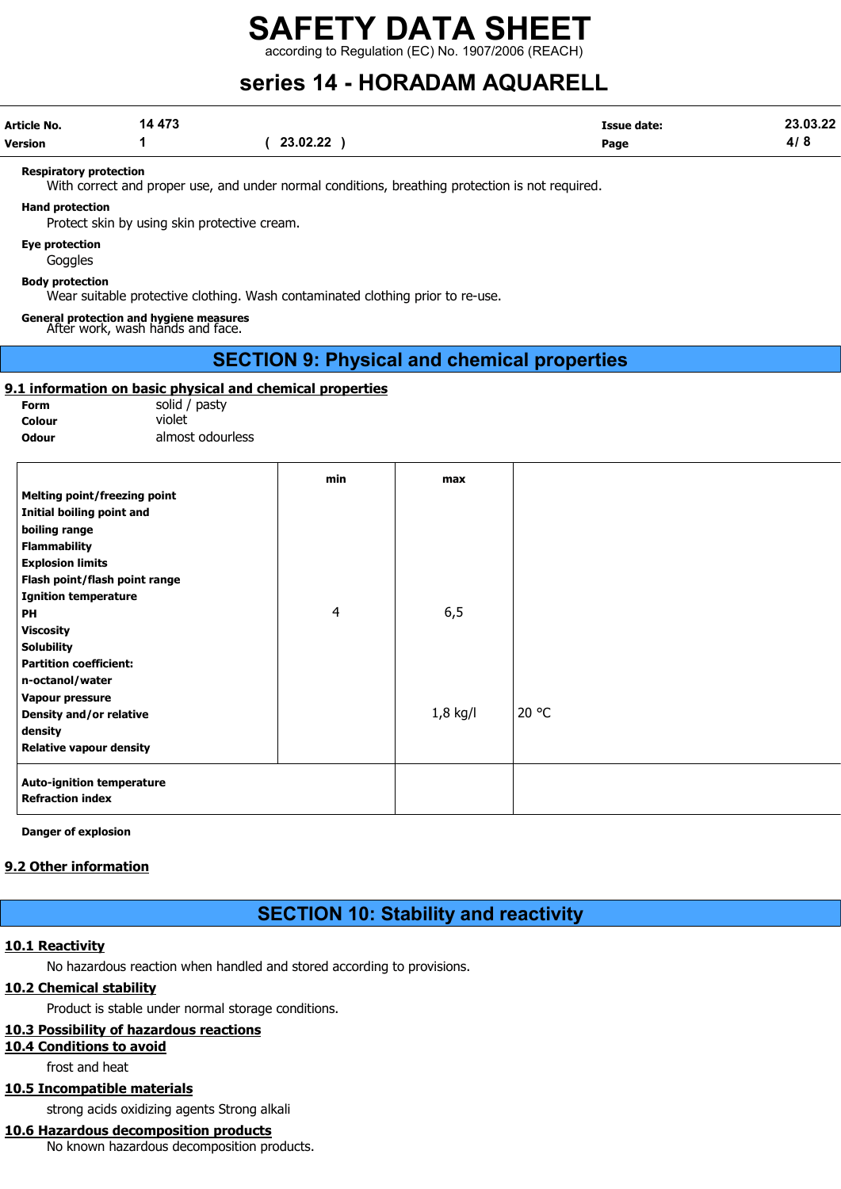**Respiratory protection**

With correct and proper use, and under normal conditions, breathing protection is not required.

**Hand protection**

Protect skin by using skin protective cream.

**Eye protection**

Goggles

**Body protection**

Wear suitable protective clothing. Wash contaminated clothing prior to re-use.

**General protection and hygiene measures**

After work, wash hands and face.

## SECTION 9: Physical and chemical properties

### 9.1 information on basic physical and chemical properties

| | |
|---|---|
| **Form** | solid / pasty |
| **Colour** | violet |
| **Odour** | almost odourless |

| | min | max | |
|---|---|---|---|
| **Melting point/freezing point** | | | |
| **Initial boiling point and boiling range** | | | |
| **Flammability** | | | |
| **Explosion limits** | | | |
| **Flash point/flash point range** | | | |
| **Ignition temperature** | | | |
| **PH** | 4 | 6,5 | |
| **Viscosity** | | | |
| **Solubility** | | | |
| **Partition coefficient: n-octanol/water** | | | |
| **Vapour pressure** | | | |
| **Density and/or relative density** | | 1,8 kg/l | 20 °C |
| **Relative vapour density** | | | |
| **Auto-ignition temperature** | | | |
| **Refraction index** | | | |

**Danger of explosion**

### 9.2 Other information

## SECTION 10: Stability and reactivity

### 10.1 Reactivity

No hazardous reaction when handled and stored according to provisions.

### 10.2 Chemical stability

Product is stable under normal storage conditions.

### 10.3 Possibility of hazardous reactions

### 10.4 Conditions to avoid

frost and heat

### 10.5 Incompatible materials

strong acids oxidizing agents Strong alkali

### 10.6 Hazardous decomposition products

No known hazardous decomposition products.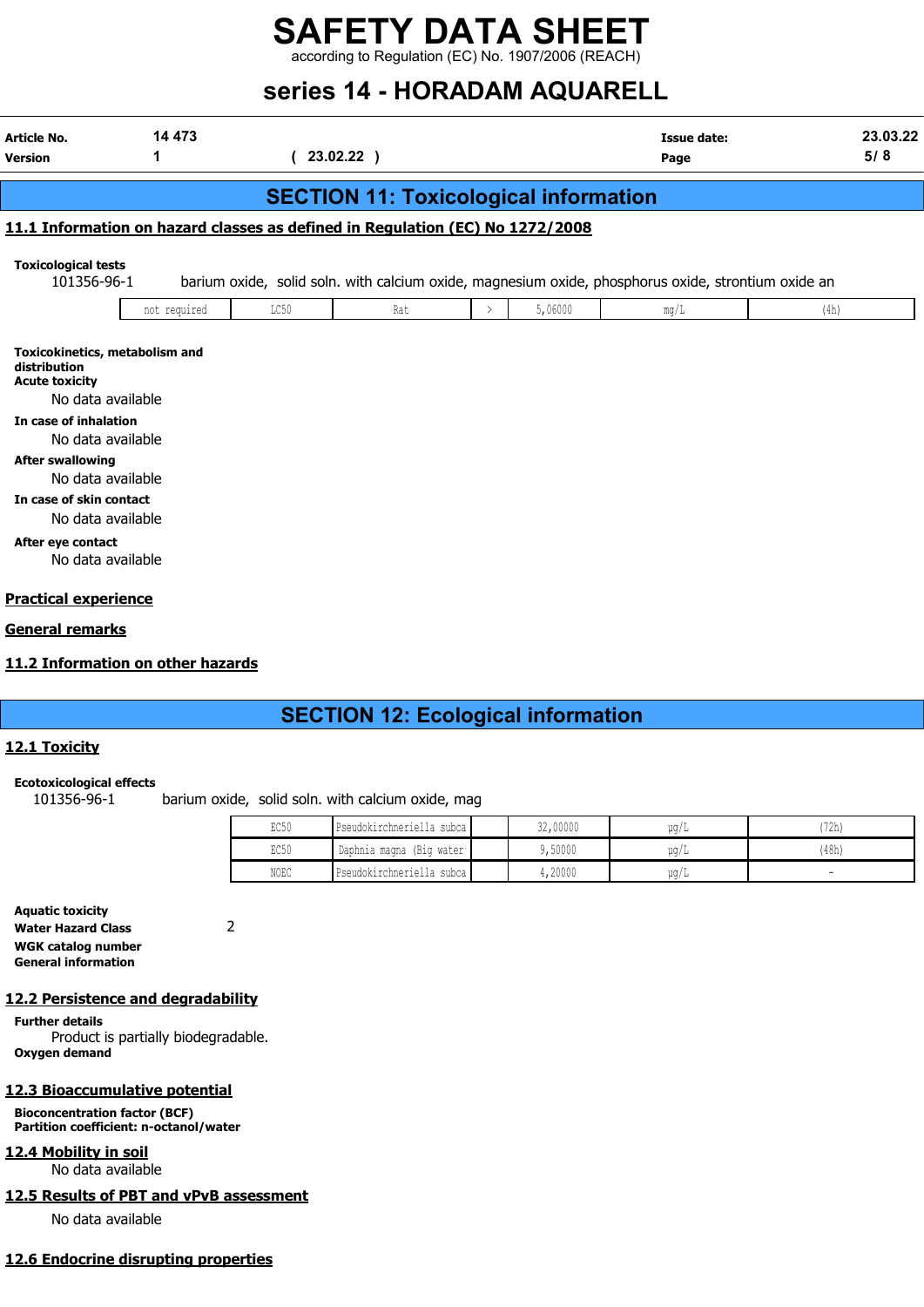# SAFETY DATA SHEET

according to Regulation (EC) No. 1907/2006 (REACH)

## series 14 - HORADAM AQUARELL

| **Article No.** | 14 473 | | **Issue date:** | 23.03.22 |
|---|---|---|---|---|
| **Version** | 1 | ( 23.02.22 ) | **Page** | 5/ 8 |

## SECTION 11: Toxicological information

### 11.1 Information on hazard classes as defined in Regulation (EC) No 1272/2008

**Toxicological tests**

101356-96-1 barium oxide, solid soln. with calcium oxide, magnesium oxide, phosphorus oxide, strontium oxide an

| not required | LC50 | Rat | > | 5,06000 | mg/L | (4h) |
|---|---|---|---|---|---|---|

**Toxicokinetics, metabolism and distribution**

**Acute toxicity**

No data available

**In case of inhalation**

No data available

**After swallowing**

No data available

**In case of skin contact**

No data available

**After eye contact**

No data available

### Practical experience

### General remarks

### 11.2 Information on other hazards

## SECTION 12: Ecological information

### 12.1 Toxicity

**Ecotoxicological effects**

101356-96-1 barium oxide, solid soln. with calcium oxide, mag

| EC50 | Pseudokirchneriella subca | | 32,00000 | µg/L | (72h) |
|---|---|---|---|---|---|
| EC50 | Daphnia magna (Big water | | 9,50000 | µg/L | (48h) |
| NOEC | Pseudokirchneriella subca | | 4,20000 | µg/L | - |

**Aquatic toxicity**

**Water Hazard Class** 2

**WGK catalog number**

**General information**

### 12.2 Persistence and degradability

**Further details**

Product is partially biodegradable.

**Oxygen demand**

### 12.3 Bioaccumulative potential

**Bioconcentration factor (BCF)**

**Partition coefficient: n-octanol/water**

### 12.4 Mobility in soil

No data available

### 12.5 Results of PBT and vPvB assessment

No data available

### 12.6 Endocrine disrupting properties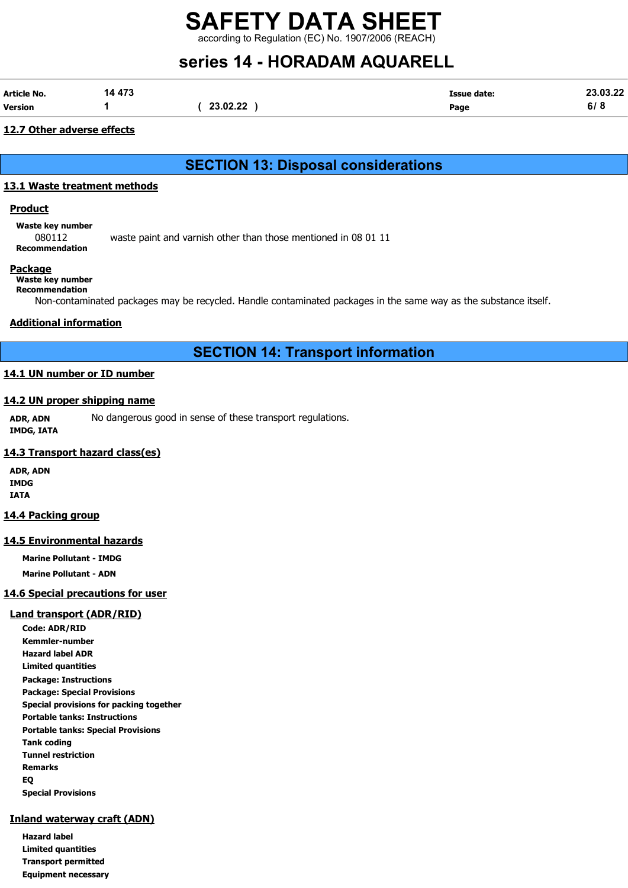### 12.7 Other adverse effects

## SECTION 13: Disposal considerations

### 13.1 Waste treatment methods

**Product**

**Waste key number**

080112 waste paint and varnish other than those mentioned in 08 01 11

**Recommendation**

**Package**

**Waste key number**

**Recommendation**

Non-contaminated packages may be recycled. Handle contaminated packages in the same way as the substance itself.

**Additional information**

## SECTION 14: Transport information

### 14.1 UN number or ID number

### 14.2 UN proper shipping name

**ADR, ADN** No dangerous good in sense of these transport regulations.

**IMDG, IATA**

### 14.3 Transport hazard class(es)

**ADR, ADN**

**IMDG**

**IATA**

### 14.4 Packing group

### 14.5 Environmental hazards

**Marine Pollutant - IMDG**

**Marine Pollutant - ADN**

### 14.6 Special precautions for user

**Land transport (ADR/RID)**

**Code: ADR/RID**

**Kemmler-number**

**Hazard label ADR**

**Limited quantities**

**Package: Instructions**

**Package: Special Provisions**

**Special provisions for packing together**

**Portable tanks: Instructions**

**Portable tanks: Special Provisions**

**Tank coding**

**Tunnel restriction**

**Remarks**

**EQ**

**Special Provisions**

**Inland waterway craft (ADN)**

**Hazard label**

**Limited quantities**

**Transport permitted**

**Equipment necessary**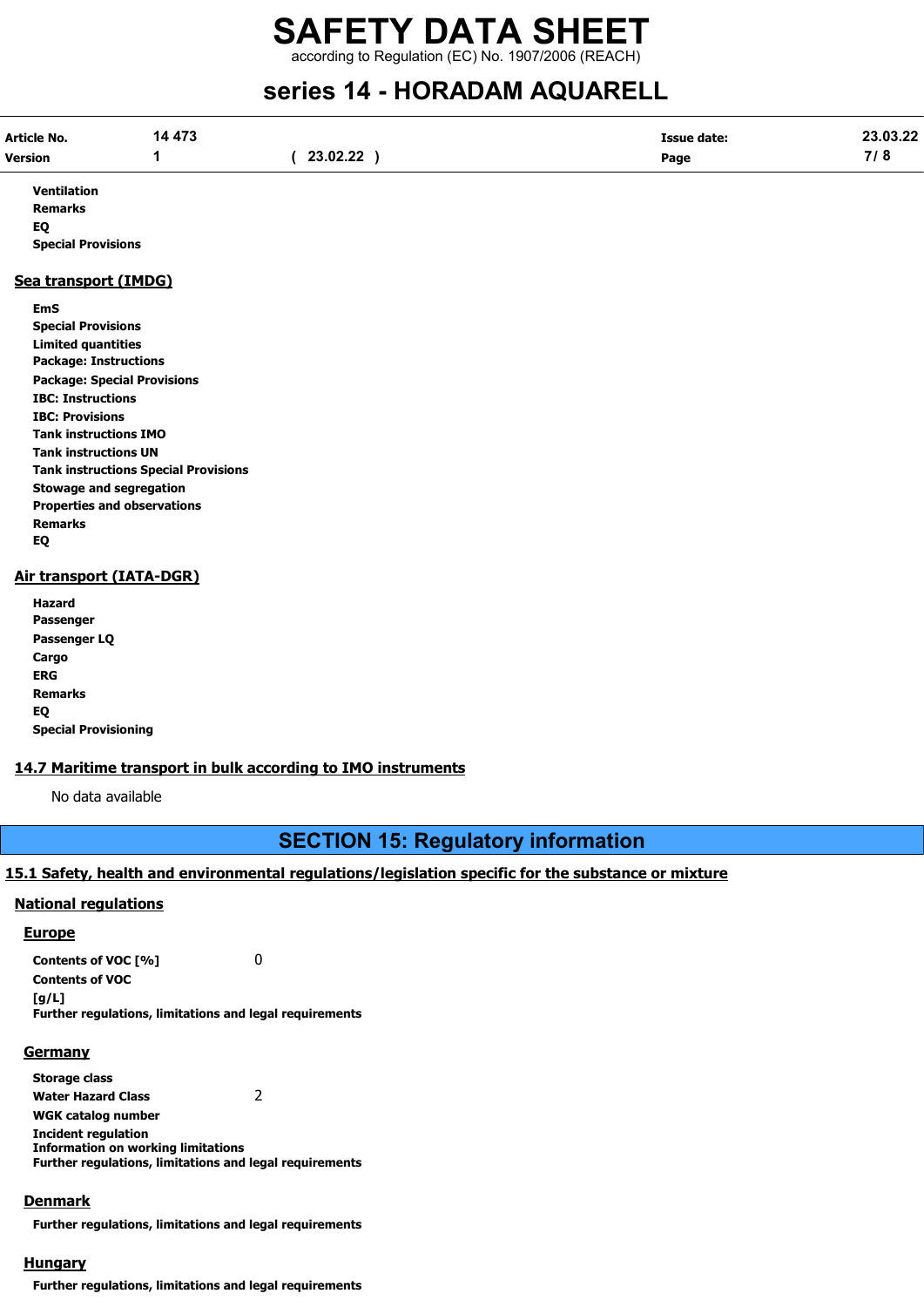**Ventilation**
**Remarks**
**EQ**
**Special Provisions**

### Sea transport (IMDG)

**EmS**
**Special Provisions**
**Limited quantities**
**Package: Instructions**
**Package: Special Provisions**
**IBC: Instructions**
**IBC: Provisions**
**Tank instructions IMO**
**Tank instructions UN**
**Tank instructions Special Provisions**
**Stowage and segregation**
**Properties and observations**
**Remarks**
**EQ**

### Air transport (IATA-DGR)

**Hazard**
**Passenger**
**Passenger LQ**
**Cargo**
**ERG**
**Remarks**
**EQ**
**Special Provisioning**

### 14.7 Maritime transport in bulk according to IMO instruments

No data available

## SECTION 15: Regulatory information

### 15.1 Safety, health and environmental regulations/legislation specific for the substance or mixture

#### National regulations

##### Europe

**Contents of VOC [%]** 0
**Contents of VOC [g/L]**
**Further regulations, limitations and legal requirements**

##### Germany

**Storage class**
**Water Hazard Class** 2
**WGK catalog number**
**Incident regulation**
**Information on working limitations**
**Further regulations, limitations and legal requirements**

##### Denmark

**Further regulations, limitations and legal requirements**

##### Hungary

**Further regulations, limitations and legal requirements**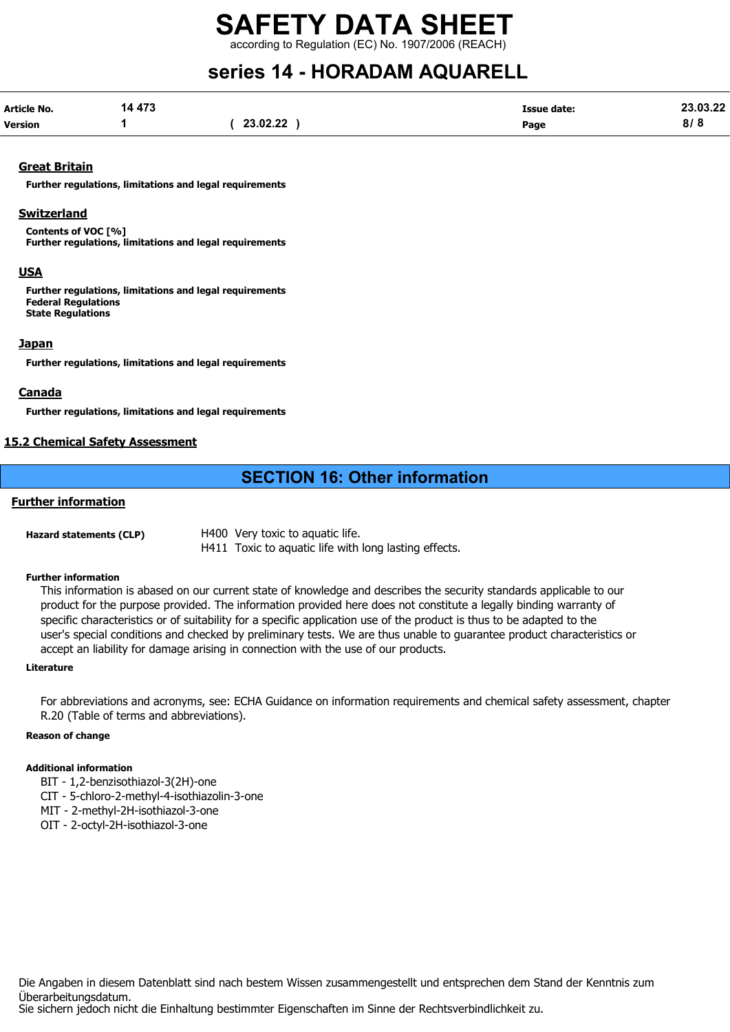### Great Britain

**Further regulations, limitations and legal requirements**

### Switzerland

**Contents of VOC [%]**
**Further regulations, limitations and legal requirements**

### USA

**Further regulations, limitations and legal requirements**
**Federal Regulations**
**State Regulations**

### Japan

**Further regulations, limitations and legal requirements**

### Canada

**Further regulations, limitations and legal requirements**

## 15.2 Chemical Safety Assessment

# SECTION 16: Other information

## Further information

| | |
|---|---|
| **Hazard statements (CLP)** | H400 Very toxic to aquatic life.<br>H411 Toxic to aquatic life with long lasting effects. |

**Further information**

This information is abased on our current state of knowledge and describes the security standards applicable to our product for the purpose provided. The information provided here does not constitute a legally binding warranty of specific characteristics or of suitability for a specific application use of the product is thus to be adapted to the user's special conditions and checked by preliminary tests. We are thus unable to guarantee product characteristics or accept an liability for damage arising in connection with the use of our products.

**Literature**

For abbreviations and acronyms, see: ECHA Guidance on information requirements and chemical safety assessment, chapter R.20 (Table of terms and abbreviations).

**Reason of change**

**Additional information**

BIT - 1,2-benzisothiazol-3(2H)-one
CIT - 5-chloro-2-methyl-4-isothiazolin-3-one
MIT - 2-methyl-2H-isothiazol-3-one
OIT - 2-octyl-2H-isothiazol-3-one

Die Angaben in diesem Datenblatt sind nach bestem Wissen zusammengestellt und entsprechen dem Stand der Kenntnis zum Überarbeitungsdatum.
Sie sichern jedoch nicht die Einhaltung bestimmter Eigenschaften im Sinne der Rechtsverbindlichkeit zu.